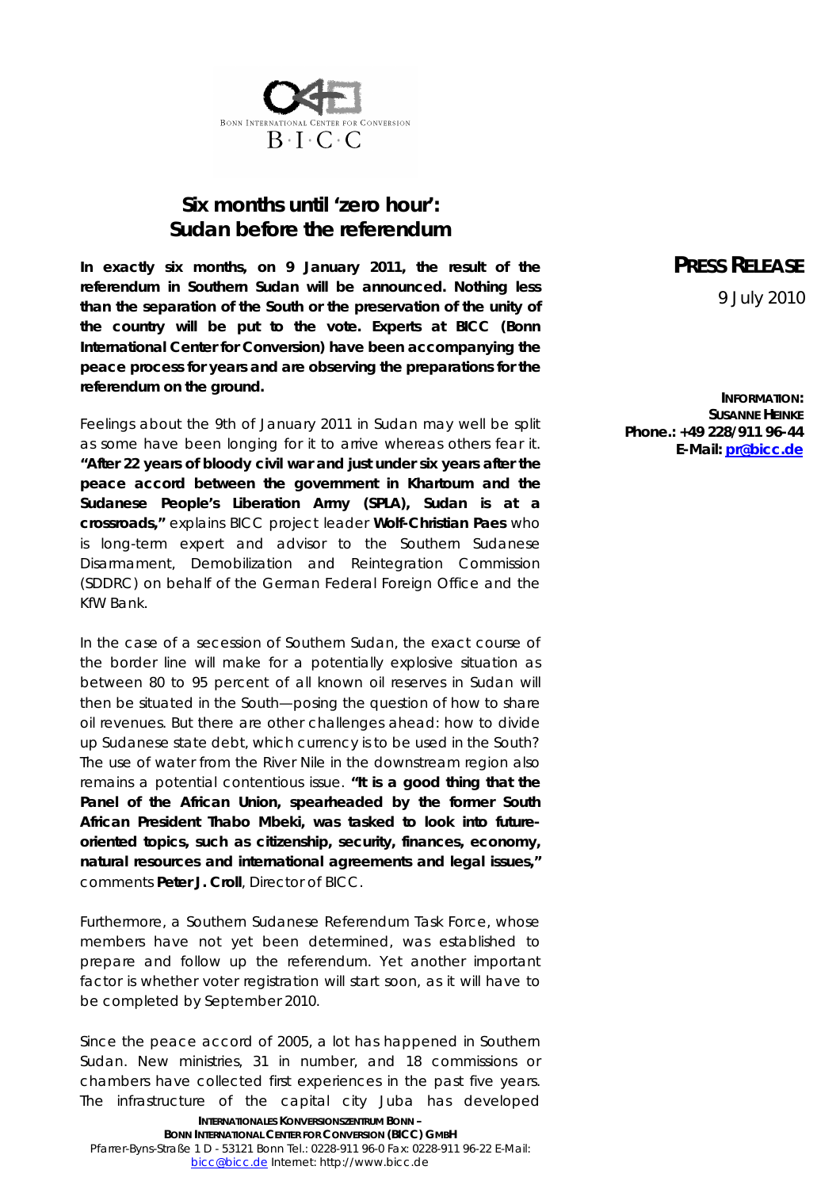BONN INTERNATIONAL CENTER FOR CONVERSION

B·I·C·C

# Six months until 'zero hour': Sudan before the referendum

**PRESS RELEASE**

9 July 2010

**INFORMATION:**
**SUSANNE HEINKE**
**Phone.: +49 228/911 96-44**
**E-Mail: pr@bicc.de**

**In exactly six months, on 9 January 2011, the result of the referendum in Southern Sudan will be announced. Nothing less than the separation of the South or the preservation of the unity of the country will be put to the vote. Experts at BICC (Bonn International Center for Conversion) have been accompanying the peace process for years and are observing the preparations for the referendum on the ground.**

Feelings about the 9th of January 2011 in Sudan may well be split as some have been longing for it to arrive whereas others fear it. **"After 22 years of bloody civil war and just under six years after the peace accord between the government in Khartoum and the Sudanese People's Liberation Army (SPLA), Sudan is at a crossroads,"** explains BICC project leader **Wolf-Christian Paes** who is long-term expert and advisor to the Southern Sudanese Disarmament, Demobilization and Reintegration Commission (SDDRC) on behalf of the German Federal Foreign Office and the KfW Bank.

In the case of a secession of Southern Sudan, the exact course of the border line will make for a potentially explosive situation as between 80 to 95 percent of all known oil reserves in Sudan will then be situated in the South—posing the question of how to share oil revenues. But there are other challenges ahead: how to divide up Sudanese state debt, which currency is to be used in the South? The use of water from the River Nile in the downstream region also remains a potential contentious issue. **"It is a good thing that the Panel of the African Union, spearheaded by the former South African President Thabo Mbeki, was tasked to look into future-oriented topics, such as citizenship, security, finances, economy, natural resources and international agreements and legal issues,"** comments **Peter J. Croll**, Director of BICC.

Furthermore, a Southern Sudanese Referendum Task Force, whose members have not yet been determined, was established to prepare and follow up the referendum. Yet another important factor is whether voter registration will start soon, as it will have to be completed by September 2010.

Since the peace accord of 2005, a lot has happened in Southern Sudan. New ministries, 31 in number, and 18 commissions or chambers have collected first experiences in the past five years. The infrastructure of the capital city Juba has developed

**INTERNATIONALES KONVERSIONSZENTRUM BONN –**
**BONN INTERNATIONAL CENTER FOR CONVERSION (BICC) GMBH**
Pfarrer-Byns-Straße 1 D - 53121 Bonn Tel.: 0228-911 96-0 Fax: 0228-911 96-22 E-Mail: bicc@bicc.de Internet: http://www.bicc.de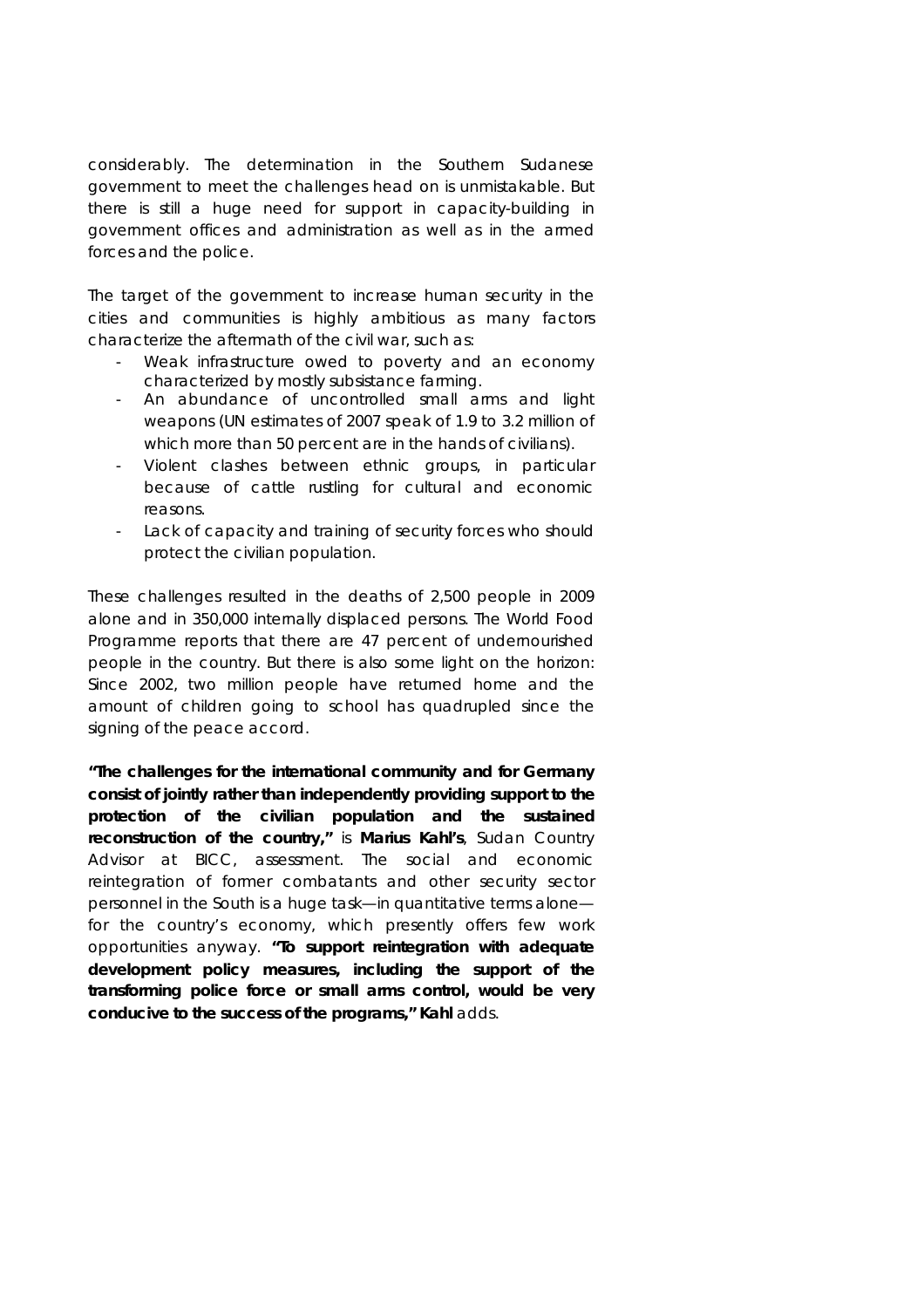considerably. The determination in the Southern Sudanese government to meet the challenges head on is unmistakable. But there is still a huge need for support in capacity-building in government offices and administration as well as in the armed forces and the police.

The target of the government to increase human security in the cities and communities is highly ambitious as many factors characterize the aftermath of the civil war, such as:

- Weak infrastructure owed to poverty and an economy characterized by mostly subsistance farming.
- An abundance of uncontrolled small arms and light weapons (UN estimates of 2007 speak of 1.9 to 3.2 million of which more than 50 percent are in the hands of civilians).
- Violent clashes between ethnic groups, in particular because of cattle rustling for cultural and economic reasons.
- Lack of capacity and training of security forces who should protect the civilian population.

These challenges resulted in the deaths of 2,500 people in 2009 alone and in 350,000 internally displaced persons. The World Food Programme reports that there are 47 percent of undernourished people in the country. But there is also some light on the horizon: Since 2002, two million people have returned home and the amount of children going to school has quadrupled since the signing of the peace accord.

**"The challenges for the international community and for Germany consist of jointly rather than independently providing support to the protection of the civilian population and the sustained reconstruction of the country,"** is **Marius Kahl's**, Sudan Country Advisor at BICC, assessment. The social and economic reintegration of former combatants and other security sector personnel in the South is a huge task—in quantitative terms alone—for the country's economy, which presently offers few work opportunities anyway. **"To support reintegration with adequate development policy measures, including the support of the transforming police force or small arms control, would be very conducive to the success of the programs," Kahl** adds.